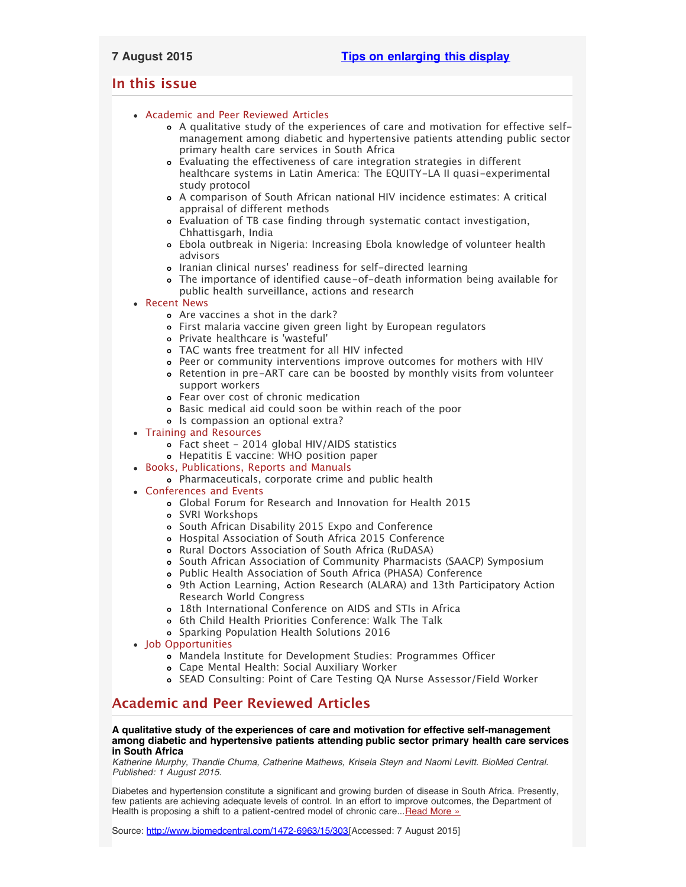**7 August 2015** [Tips on enlarging this display]

## In this issue

- Academic and Peer Reviewed Articles
  - A qualitative study of the experiences of care and motivation for effective self-management among diabetic and hypertensive patients attending public sector primary health care services in South Africa
  - Evaluating the effectiveness of care integration strategies in different healthcare systems in Latin America: The EQUITY-LA II quasi-experimental study protocol
  - A comparison of South African national HIV incidence estimates: A critical appraisal of different methods
  - Evaluation of TB case finding through systematic contact investigation, Chhattisgarh, India
  - Ebola outbreak in Nigeria: Increasing Ebola knowledge of volunteer health advisors
  - Iranian clinical nurses' readiness for self-directed learning
  - The importance of identified cause-of-death information being available for public health surveillance, actions and research
- Recent News
  - Are vaccines a shot in the dark?
  - First malaria vaccine given green light by European regulators
  - Private healthcare is 'wasteful'
  - TAC wants free treatment for all HIV infected
  - Peer or community interventions improve outcomes for mothers with HIV
  - Retention in pre-ART care can be boosted by monthly visits from volunteer support workers
  - Fear over cost of chronic medication
  - Basic medical aid could soon be within reach of the poor
  - Is compassion an optional extra?
- Training and Resources
  - Fact sheet - 2014 global HIV/AIDS statistics
  - Hepatitis E vaccine: WHO position paper
- Books, Publications, Reports and Manuals
  - Pharmaceuticals, corporate crime and public health
- Conferences and Events
  - Global Forum for Research and Innovation for Health 2015
  - SVRI Workshops
  - South African Disability 2015 Expo and Conference
  - Hospital Association of South Africa 2015 Conference
  - Rural Doctors Association of South Africa (RuDASA)
  - South African Association of Community Pharmacists (SAACP) Symposium
  - Public Health Association of South Africa (PHASA) Conference
  - 9th Action Learning, Action Research (ALARA) and 13th Participatory Action Research World Congress
  - 18th International Conference on AIDS and STIs in Africa
  - 6th Child Health Priorities Conference: Walk The Talk
  - Sparking Population Health Solutions 2016
- Job Opportunities
  - Mandela Institute for Development Studies: Programmes Officer
  - Cape Mental Health: Social Auxiliary Worker
  - SEAD Consulting: Point of Care Testing QA Nurse Assessor/Field Worker

## Academic and Peer Reviewed Articles

**A qualitative study of the experiences of care and motivation for effective self-management among diabetic and hypertensive patients attending public sector primary health care services in South Africa**

*Katherine Murphy, Thandie Chuma, Catherine Mathews, Krisela Steyn and Naomi Levitt. BioMed Central. Published: 1 August 2015.*

Diabetes and hypertension constitute a significant and growing burden of disease in South Africa. Presently, few patients are achieving adequate levels of control. In an effort to improve outcomes, the Department of Health is proposing a shift to a patient-centred model of chronic care...Read More »

Source: http://www.biomedcentral.com/1472-6963/15/303[Accessed: 7 August 2015]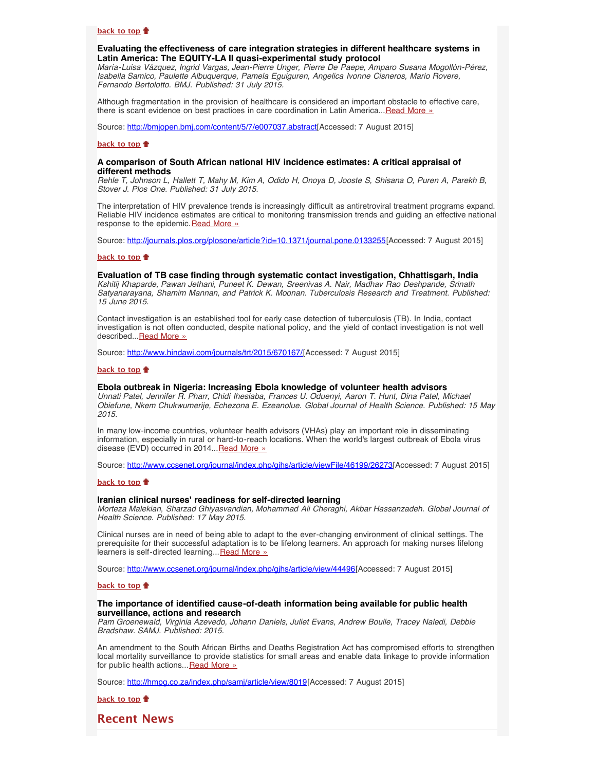**back to top**

### Evaluating the effectiveness of care integration strategies in different healthcare systems in Latin America: The EQUITY-LA II quasi-experimental study protocol

*María-Luisa Vázquez, Ingrid Vargas, Jean-Pierre Unger, Pierre De Paepe, Amparo Susana Mogollón-Pérez, Isabella Samico, Paulette Albuquerque, Pamela Eguiguren, Angelica Ivonne Cisneros, Mario Rovere, Fernando Bertolotto. BMJ. Published: 31 July 2015.*

Although fragmentation in the provision of healthcare is considered an important obstacle to effective care, there is scant evidence on best practices in care coordination in Latin America...Read More »

Source: http://bmjopen.bmj.com/content/5/7/e007037.abstract[Accessed: 7 August 2015]

**back to top**

### A comparison of South African national HIV incidence estimates: A critical appraisal of different methods

*Rehle T, Johnson L, Hallett T, Mahy M, Kim A, Odido H, Onoya D, Jooste S, Shisana O, Puren A, Parekh B, Stover J. Plos One. Published: 31 July 2015.*

The interpretation of HIV prevalence trends is increasingly difficult as antiretroviral treatment programs expand. Reliable HIV incidence estimates are critical to monitoring transmission trends and guiding an effective national response to the epidemic.Read More »

Source: http://journals.plos.org/plosone/article?id=10.1371/journal.pone.0133255[Accessed: 7 August 2015]

**back to top**

### Evaluation of TB case finding through systematic contact investigation, Chhattisgarh, India

*Kshitij Khaparde, Pawan Jethani, Puneet K. Dewan, Sreenivas A. Nair, Madhav Rao Deshpande, Srinath Satyanarayana, Shamim Mannan, and Patrick K. Moonan. Tuberculosis Research and Treatment. Published: 15 June 2015.*

Contact investigation is an established tool for early case detection of tuberculosis (TB). In India, contact investigation is not often conducted, despite national policy, and the yield of contact investigation is not well described...Read More »

Source: http://www.hindawi.com/journals/trt/2015/670167/[Accessed: 7 August 2015]

**back to top**

### Ebola outbreak in Nigeria: Increasing Ebola knowledge of volunteer health advisors

*Unnati Patel, Jennifer R. Pharr, Chidi Ihesiaba, Frances U. Oduenyi, Aaron T. Hunt, Dina Patel, Michael Obiefune, Nkem Chukwumerije, Echezona E. Ezeanolue. Global Journal of Health Science. Published: 15 May 2015.*

In many low-income countries, volunteer health advisors (VHAs) play an important role in disseminating information, especially in rural or hard-to-reach locations. When the world's largest outbreak of Ebola virus disease (EVD) occurred in 2014...Read More »

Source: http://www.ccsenet.org/journal/index.php/gjhs/article/viewFile/46199/26273[Accessed: 7 August 2015]

**back to top**

### Iranian clinical nurses' readiness for self-directed learning

*Morteza Malekian, Sharzad Ghiyasvandian, Mohammad Ali Cheraghi, Akbar Hassanzadeh. Global Journal of Health Science. Published: 17 May 2015.*

Clinical nurses are in need of being able to adapt to the ever-changing environment of clinical settings. The prerequisite for their successful adaptation is to be lifelong learners. An approach for making nurses lifelong learners is self-directed learning...Read More »

Source: http://www.ccsenet.org/journal/index.php/gjhs/article/view/44496[Accessed: 7 August 2015]

**back to top**

### The importance of identified cause-of-death information being available for public health surveillance, actions and research

*Pam Groenewald, Virginia Azevedo, Johann Daniels, Juliet Evans, Andrew Boulle, Tracey Naledi, Debbie Bradshaw. SAMJ. Published: 2015.*

An amendment to the South African Births and Deaths Registration Act has compromised efforts to strengthen local mortality surveillance to provide statistics for small areas and enable data linkage to provide information for public health actions...Read More »

Source: http://hmpg.co.za/index.php/samj/article/view/8019[Accessed: 7 August 2015]

**back to top**

## Recent News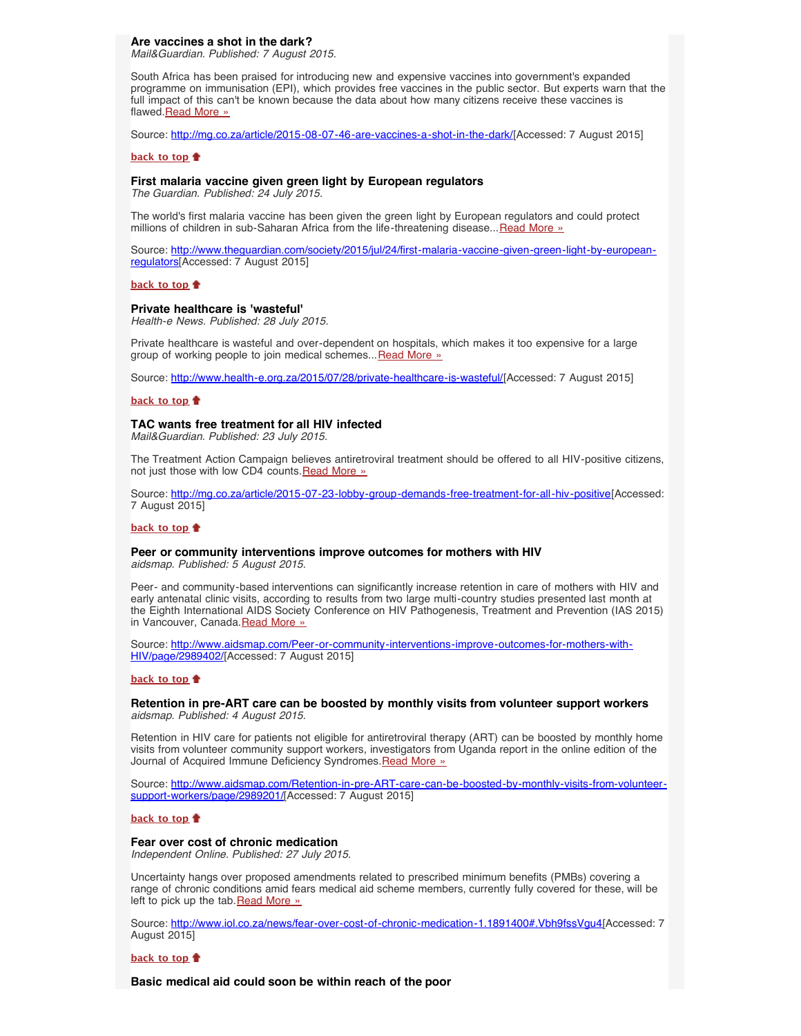### Are vaccines a shot in the dark?

*Mail&Guardian. Published: 7 August 2015.*

South Africa has been praised for introducing new and expensive vaccines into government's expanded programme on immunisation (EPI), which provides free vaccines in the public sector. But experts warn that the full impact of this can't be known because the data about how many citizens receive these vaccines is flawed.[Read More »](http://mg.co.za/article/2015-08-07-46-are-vaccines-a-shot-in-the-dark/)

Source: http://mg.co.za/article/2015-08-07-46-are-vaccines-a-shot-in-the-dark/[Accessed: 7 August 2015]

**back to top**

### First malaria vaccine given green light by European regulators

*The Guardian. Published: 24 July 2015.*

The world's first malaria vaccine has been given the green light by European regulators and could protect millions of children in sub-Saharan Africa from the life-threatening disease...[Read More »](http://www.theguardian.com/society/2015/jul/24/first-malaria-vaccine-given-green-light-by-european-regulators)

Source: http://www.theguardian.com/society/2015/jul/24/first-malaria-vaccine-given-green-light-by-european-regulators[Accessed: 7 August 2015]

**back to top**

### Private healthcare is 'wasteful'

*Health-e News. Published: 28 July 2015.*

Private healthcare is wasteful and over-dependent on hospitals, which makes it too expensive for a large group of working people to join medical schemes...[Read More »](http://www.health-e.org.za/2015/07/28/private-healthcare-is-wasteful/)

Source: http://www.health-e.org.za/2015/07/28/private-healthcare-is-wasteful/[Accessed: 7 August 2015]

**back to top**

### TAC wants free treatment for all HIV infected

*Mail&Guardian. Published: 23 July 2015.*

The Treatment Action Campaign believes antiretroviral treatment should be offered to all HIV-positive citizens, not just those with low CD4 counts.[Read More »](http://mg.co.za/article/2015-07-23-lobby-group-demands-free-treatment-for-all-hiv-positive)

Source: http://mg.co.za/article/2015-07-23-lobby-group-demands-free-treatment-for-all-hiv-positive[Accessed: 7 August 2015]

**back to top**

### Peer or community interventions improve outcomes for mothers with HIV

*aidsmap. Published: 5 August 2015.*

Peer- and community-based interventions can significantly increase retention in care of mothers with HIV and early antenatal clinic visits, according to results from two large multi-country studies presented last month at the Eighth International AIDS Society Conference on HIV Pathogenesis, Treatment and Prevention (IAS 2015) in Vancouver, Canada.[Read More »](http://www.aidsmap.com/Peer-or-community-interventions-improve-outcomes-for-mothers-with-HIV/page/2989402/)

Source: http://www.aidsmap.com/Peer-or-community-interventions-improve-outcomes-for-mothers-with-HIV/page/2989402/[Accessed: 7 August 2015]

**back to top**

### Retention in pre-ART care can be boosted by monthly visits from volunteer support workers

*aidsmap. Published: 4 August 2015.*

Retention in HIV care for patients not eligible for antiretroviral therapy (ART) can be boosted by monthly home visits from volunteer community support workers, investigators from Uganda report in the online edition of the Journal of Acquired Immune Deficiency Syndromes.[Read More »](http://www.aidsmap.com/Retention-in-pre-ART-care-can-be-boosted-by-monthly-visits-from-volunteer-support-workers/page/2989201/)

Source: http://www.aidsmap.com/Retention-in-pre-ART-care-can-be-boosted-by-monthly-visits-from-volunteer-support-workers/page/2989201/[Accessed: 7 August 2015]

**back to top**

### Fear over cost of chronic medication

*Independent Online. Published: 27 July 2015.*

Uncertainty hangs over proposed amendments related to prescribed minimum benefits (PMBs) covering a range of chronic conditions amid fears medical aid scheme members, currently fully covered for these, will be left to pick up the tab.[Read More »](http://www.iol.co.za/news/fear-over-cost-of-chronic-medication-1.1891400#.Vbh9fssVgu4)

Source: http://www.iol.co.za/news/fear-over-cost-of-chronic-medication-1.1891400#.Vbh9fssVgu4[Accessed: 7 August 2015]

**back to top**

### Basic medical aid could soon be within reach of the poor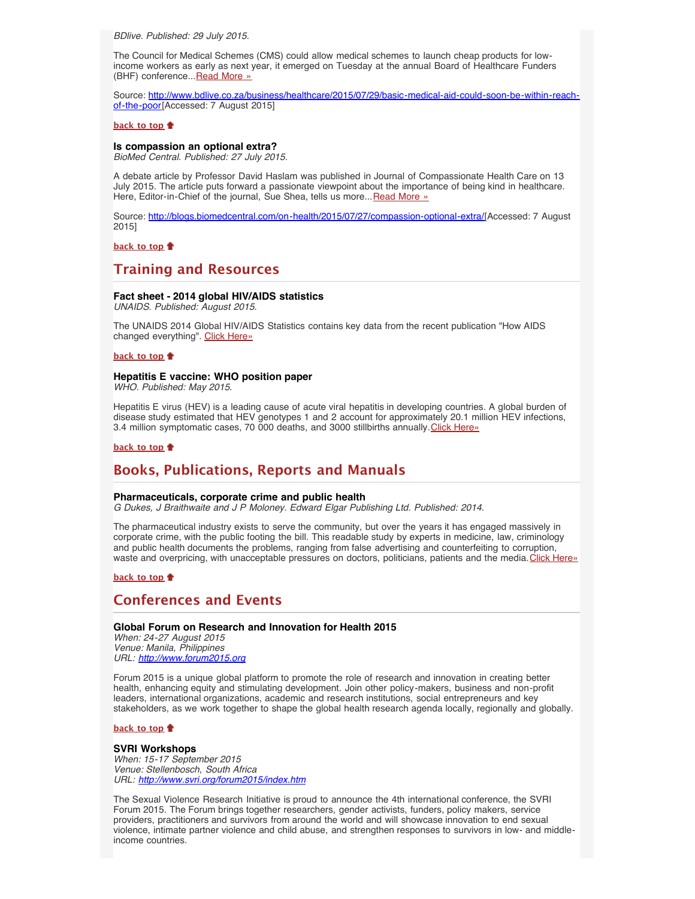*BDlive. Published: 29 July 2015.*

The Council for Medical Schemes (CMS) could allow medical schemes to launch cheap products for low-income workers as early as next year, it emerged on Tuesday at the annual Board of Healthcare Funders (BHF) conference...Read More »

Source: http://www.bdlive.co.za/business/healthcare/2015/07/29/basic-medical-aid-could-soon-be-within-reach-of-the-poor[Accessed: 7 August 2015]

**back to top**

**Is compassion an optional extra?**
*BioMed Central. Published: 27 July 2015.*

A debate article by Professor David Haslam was published in Journal of Compassionate Health Care on 13 July 2015. The article puts forward a passionate viewpoint about the importance of being kind in healthcare. Here, Editor-in-Chief of the journal, Sue Shea, tells us more...Read More »

Source: http://blogs.biomedcentral.com/on-health/2015/07/27/compassion-optional-extra/[Accessed: 7 August 2015]

**back to top**

## Training and Resources

**Fact sheet - 2014 global HIV/AIDS statistics**
*UNAIDS. Published: August 2015.*

The UNAIDS 2014 Global HIV/AIDS Statistics contains key data from the recent publication "How AIDS changed everything". Click Here»

**back to top**

**Hepatitis E vaccine: WHO position paper**
*WHO. Published: May 2015.*

Hepatitis E virus (HEV) is a leading cause of acute viral hepatitis in developing countries. A global burden of disease study estimated that HEV genotypes 1 and 2 account for approximately 20.1 million HEV infections, 3.4 million symptomatic cases, 70 000 deaths, and 3000 stillbirths annually.Click Here»

**back to top**

## Books, Publications, Reports and Manuals

**Pharmaceuticals, corporate crime and public health**
*G Dukes, J Braithwaite and J P Moloney. Edward Elgar Publishing Ltd. Published: 2014.*

The pharmaceutical industry exists to serve the community, but over the years it has engaged massively in corporate crime, with the public footing the bill. This readable study by experts in medicine, law, criminology and public health documents the problems, ranging from false advertising and counterfeiting to corruption, waste and overpricing, with unacceptable pressures on doctors, politicians, patients and the media.Click Here»

**back to top**

## Conferences and Events

**Global Forum on Research and Innovation for Health 2015**
*When: 24-27 August 2015*
*Venue: Manila, Philippines*
*URL: http://www.forum2015.org*

Forum 2015 is a unique global platform to promote the role of research and innovation in creating better health, enhancing equity and stimulating development. Join other policy-makers, business and non-profit leaders, international organizations, academic and research institutions, social entrepreneurs and key stakeholders, as we work together to shape the global health research agenda locally, regionally and globally.

**back to top**

**SVRI Workshops**
*When: 15-17 September 2015*
*Venue: Stellenbosch, South Africa*
*URL: http://www.svri.org/forum2015/index.htm*

The Sexual Violence Research Initiative is proud to announce the 4th international conference, the SVRI Forum 2015. The Forum brings together researchers, gender activists, funders, policy makers, service providers, practitioners and survivors from around the world and will showcase innovation to end sexual violence, intimate partner violence and child abuse, and strengthen responses to survivors in low- and middle-income countries.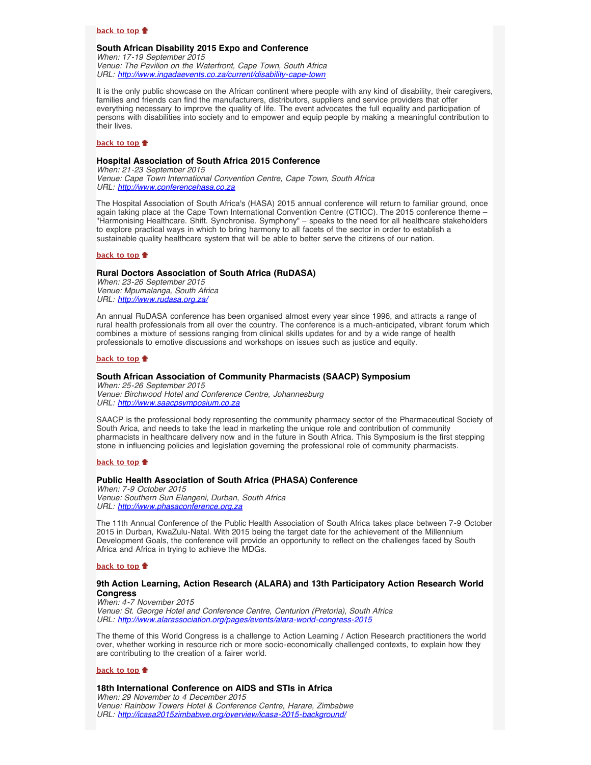[back to top](#)

### South African Disability 2015 Expo and Conference

*When: 17-19 September 2015*
*Venue: The Pavilion on the Waterfront, Cape Town, South Africa*
*URL: [http://www.ingadaevents.co.za/current/disability-cape-town](http://www.ingadaevents.co.za/current/disability-cape-town)*

It is the only public showcase on the African continent where people with any kind of disability, their caregivers, families and friends can find the manufacturers, distributors, suppliers and service providers that offer everything necessary to improve the quality of life. The event advocates the full equality and participation of persons with disabilities into society and to empower and equip people by making a meaningful contribution to their lives.

[back to top](#)

### Hospital Association of South Africa 2015 Conference

*When: 21-23 September 2015*
*Venue: Cape Town International Convention Centre, Cape Town, South Africa*
*URL: [http://www.conferencehasa.co.za](http://www.conferencehasa.co.za)*

The Hospital Association of South Africa's (HASA) 2015 annual conference will return to familiar ground, once again taking place at the Cape Town International Convention Centre (CTICC). The 2015 conference theme – "Harmonising Healthcare. Shift. Synchronise. Symphony" – speaks to the need for all healthcare stakeholders to explore practical ways in which to bring harmony to all facets of the sector in order to establish a sustainable quality healthcare system that will be able to better serve the citizens of our nation.

[back to top](#)

### Rural Doctors Association of South Africa (RuDASA)

*When: 23-26 September 2015*
*Venue: Mpumalanga, South Africa*
*URL: [http://www.rudasa.org.za/](http://www.rudasa.org.za/)*

An annual RuDASA conference has been organised almost every year since 1996, and attracts a range of rural health professionals from all over the country. The conference is a much-anticipated, vibrant forum which combines a mixture of sessions ranging from clinical skills updates for and by a wide range of health professionals to emotive discussions and workshops on issues such as justice and equity.

[back to top](#)

### South African Association of Community Pharmacists (SAACP) Symposium

*When: 25-26 September 2015*
*Venue: Birchwood Hotel and Conference Centre, Johannesburg*
*URL: [http://www.saacpsymposium.co.za](http://www.saacpsymposium.co.za)*

SAACP is the professional body representing the community pharmacy sector of the Pharmaceutical Society of South Arica, and needs to take the lead in marketing the unique role and contribution of community pharmacists in healthcare delivery now and in the future in South Africa. This Symposium is the first stepping stone in influencing policies and legislation governing the professional role of community pharmacists.

[back to top](#)

### Public Health Association of South Africa (PHASA) Conference

*When: 7-9 October 2015*
*Venue: Southern Sun Elangeni, Durban, South Africa*
*URL: [http://www.phasaconference.org.za](http://www.phasaconference.org.za)*

The 11th Annual Conference of the Public Health Association of South Africa takes place between 7-9 October 2015 in Durban, KwaZulu-Natal. With 2015 being the target date for the achievement of the Millennium Development Goals, the conference will provide an opportunity to reflect on the challenges faced by South Africa and Africa in trying to achieve the MDGs.

[back to top](#)

### 9th Action Learning, Action Research (ALARA) and 13th Participatory Action Research World Congress

*When: 4-7 November 2015*
*Venue: St. George Hotel and Conference Centre, Centurion (Pretoria), South Africa*
*URL: [http://www.alarassociation.org/pages/events/alara-world-congress-2015](http://www.alarassociation.org/pages/events/alara-world-congress-2015)*

The theme of this World Congress is a challenge to Action Learning / Action Research practitioners the world over, whether working in resource rich or more socio-economically challenged contexts, to explain how they are contributing to the creation of a fairer world.

[back to top](#)

### 18th International Conference on AIDS and STIs in Africa

*When: 29 November to 4 December 2015*
*Venue: Rainbow Towers Hotel & Conference Centre, Harare, Zimbabwe*
*URL: [http://icasa2015zimbabwe.org/overview/icasa-2015-background/](http://icasa2015zimbabwe.org/overview/icasa-2015-background/)*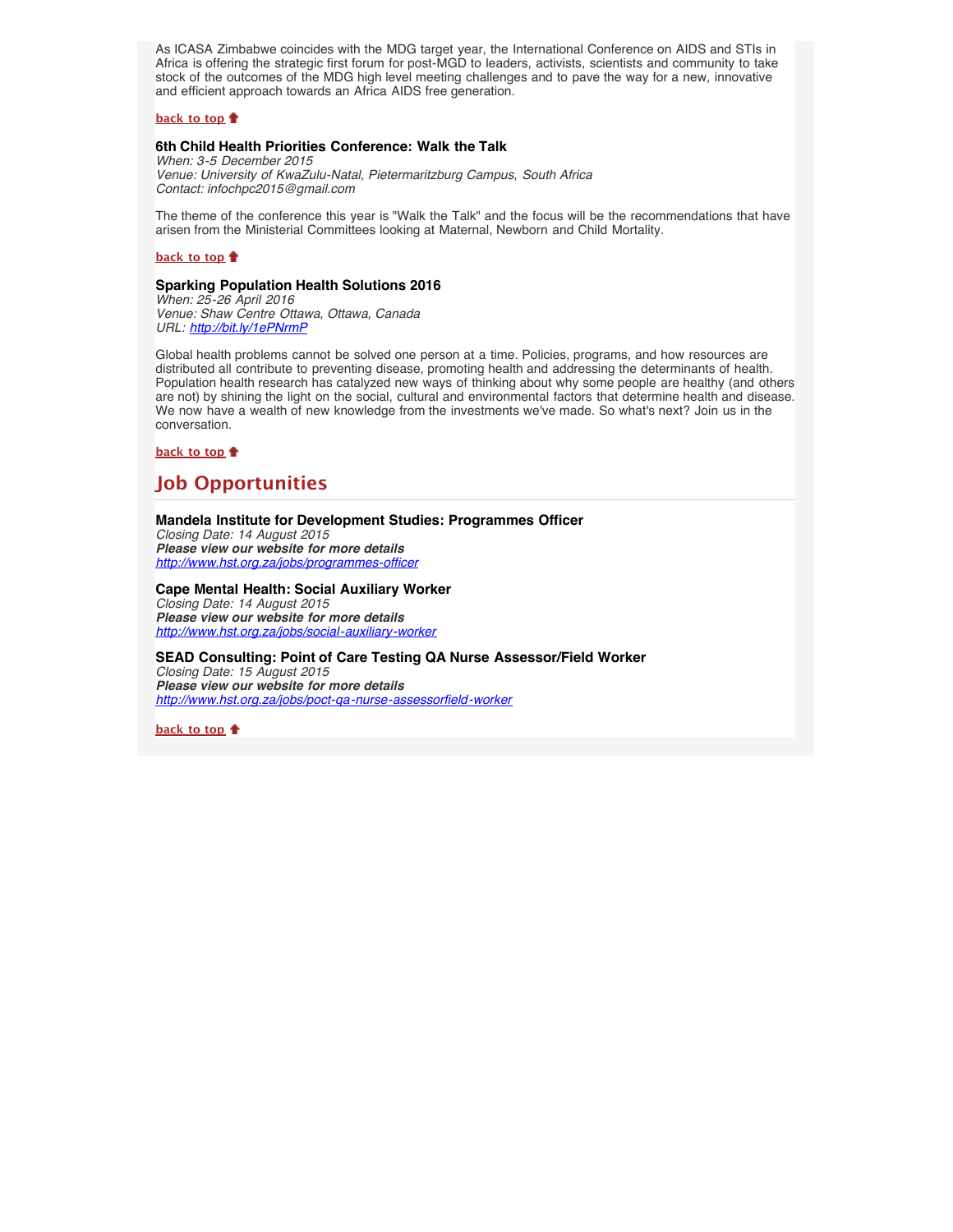As ICASA Zimbabwe coincides with the MDG target year, the International Conference on AIDS and STIs in Africa is offering the strategic first forum for post-MGD to leaders, activists, scientists and community to take stock of the outcomes of the MDG high level meeting challenges and to pave the way for a new, innovative and efficient approach towards an Africa AIDS free generation.

**back to top**

**6th Child Health Priorities Conference: Walk the Talk**
*When: 3-5 December 2015*
*Venue: University of KwaZulu-Natal, Pietermaritzburg Campus, South Africa*
*Contact: infochpc2015@gmail.com*

The theme of the conference this year is "Walk the Talk" and the focus will be the recommendations that have arisen from the Ministerial Committees looking at Maternal, Newborn and Child Mortality.

**back to top**

**Sparking Population Health Solutions 2016**
*When: 25-26 April 2016*
*Venue: Shaw Centre Ottawa, Ottawa, Canada*
*URL: http://bit.ly/1ePNrmP*

Global health problems cannot be solved one person at a time. Policies, programs, and how resources are distributed all contribute to preventing disease, promoting health and addressing the determinants of health. Population health research has catalyzed new ways of thinking about why some people are healthy (and others are not) by shining the light on the social, cultural and environmental factors that determine health and disease. We now have a wealth of new knowledge from the investments we've made. So what's next? Join us in the conversation.

**back to top**

## Job Opportunities

**Mandela Institute for Development Studies: Programmes Officer**
*Closing Date: 14 August 2015*
***Please view our website for more details***
*http://www.hst.org.za/jobs/programmes-officer*

**Cape Mental Health: Social Auxiliary Worker**
*Closing Date: 14 August 2015*
***Please view our website for more details***
*http://www.hst.org.za/jobs/social-auxiliary-worker*

**SEAD Consulting: Point of Care Testing QA Nurse Assessor/Field Worker**
*Closing Date: 15 August 2015*
***Please view our website for more details***
*http://www.hst.org.za/jobs/poct-qa-nurse-assessorfield-worker*

**back to top**